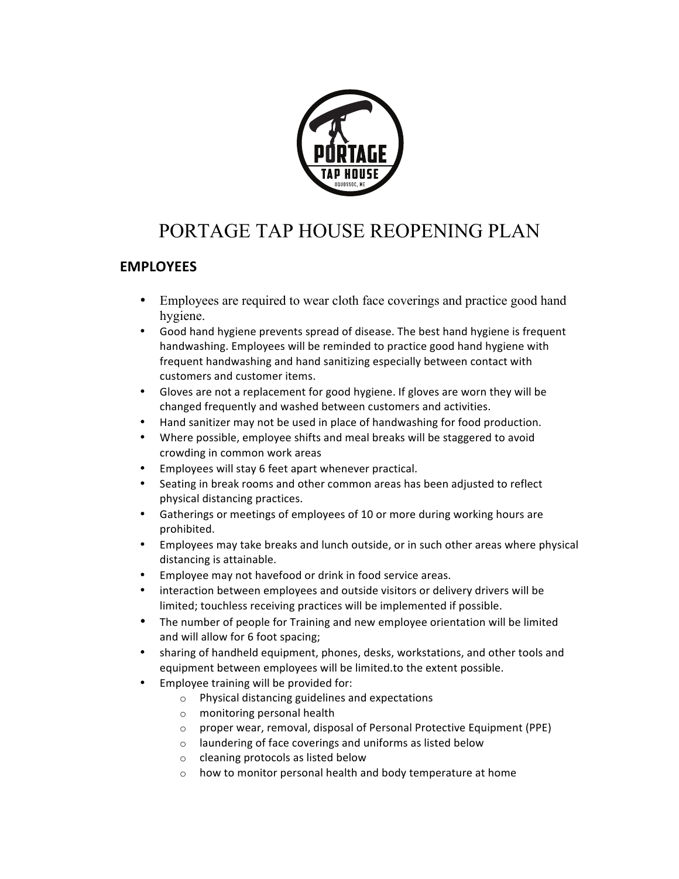# PORTAGE TAP HOUSE REOPENING PLAN

## EMPLOYEES

- Employees are required to wear cloth face coverings and practice good hand hygiene.
- Good hand hygiene prevents spread of disease. The best hand hygiene is frequent handwashing. Employees will be reminded to practice good hand hygiene with frequent handwashing and hand sanitizing especially between contact with customers and customer items.
- Gloves are not a replacement for good hygiene. If gloves are worn they will be changed frequently and washed between customers and activities.
- Hand sanitizer may not be used in place of handwashing for food production.
- Where possible, employee shifts and meal breaks will be staggered to avoid crowding in common work areas
- Employees will stay 6 feet apart whenever practical.
- Seating in break rooms and other common areas has been adjusted to reflect physical distancing practices.
- Gatherings or meetings of employees of 10 or more during working hours are prohibited.
- Employees may take breaks and lunch outside, or in such other areas where physical distancing is attainable.
- Employee may not havefood or drink in food service areas.
- interaction between employees and outside visitors or delivery drivers will be limited; touchless receiving practices will be implemented if possible.
- The number of people for Training and new employee orientation will be limited and will allow for 6 foot spacing;
- sharing of handheld equipment, phones, desks, workstations, and other tools and equipment between employees will be limited.to the extent possible.
- Employee training will be provided for:
    - Physical distancing guidelines and expectations
    - monitoring personal health
    - proper wear, removal, disposal of Personal Protective Equipment (PPE)
    - laundering of face coverings and uniforms as listed below
    - cleaning protocols as listed below
    - how to monitor personal health and body temperature at home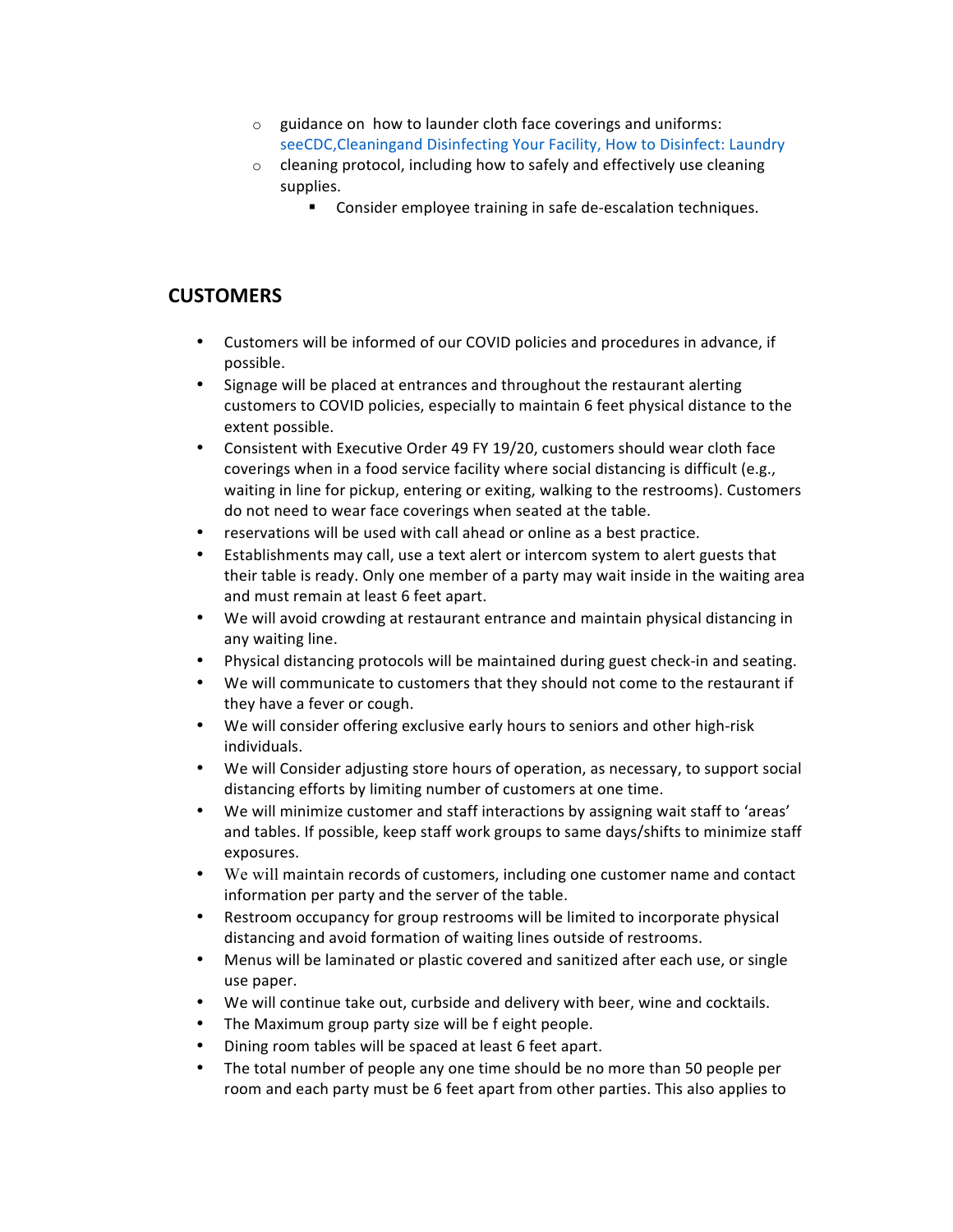- guidance on how to launder cloth face coverings and uniforms: seeCDC,Cleaningand Disinfecting Your Facility, How to Disinfect: Laundry
- cleaning protocol, including how to safely and effectively use cleaning supplies.
  - Consider employee training in safe de-escalation techniques.

## CUSTOMERS

- Customers will be informed of our COVID policies and procedures in advance, if possible.
- Signage will be placed at entrances and throughout the restaurant alerting customers to COVID policies, especially to maintain 6 feet physical distance to the extent possible.
- Consistent with Executive Order 49 FY 19/20, customers should wear cloth face coverings when in a food service facility where social distancing is difficult (e.g., waiting in line for pickup, entering or exiting, walking to the restrooms). Customers do not need to wear face coverings when seated at the table.
- reservations will be used with call ahead or online as a best practice.
- Establishments may call, use a text alert or intercom system to alert guests that their table is ready. Only one member of a party may wait inside in the waiting area and must remain at least 6 feet apart.
- We will avoid crowding at restaurant entrance and maintain physical distancing in any waiting line.
- Physical distancing protocols will be maintained during guest check-in and seating.
- We will communicate to customers that they should not come to the restaurant if they have a fever or cough.
- We will consider offering exclusive early hours to seniors and other high-risk individuals.
- We will Consider adjusting store hours of operation, as necessary, to support social distancing efforts by limiting number of customers at one time.
- We will minimize customer and staff interactions by assigning wait staff to 'areas' and tables. If possible, keep staff work groups to same days/shifts to minimize staff exposures.
- We will maintain records of customers, including one customer name and contact information per party and the server of the table.
- Restroom occupancy for group restrooms will be limited to incorporate physical distancing and avoid formation of waiting lines outside of restrooms.
- Menus will be laminated or plastic covered and sanitized after each use, or single use paper.
- We will continue take out, curbside and delivery with beer, wine and cocktails.
- The Maximum group party size will be f eight people.
- Dining room tables will be spaced at least 6 feet apart.
- The total number of people any one time should be no more than 50 people per room and each party must be 6 feet apart from other parties. This also applies to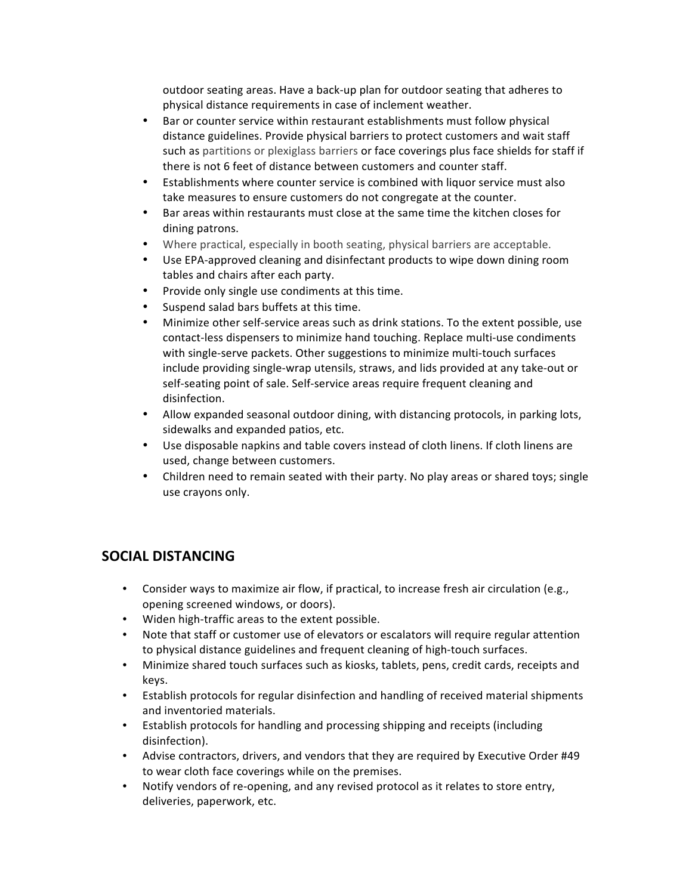outdoor seating areas. Have a back-up plan for outdoor seating that adheres to physical distance requirements in case of inclement weather.

- Bar or counter service within restaurant establishments must follow physical distance guidelines. Provide physical barriers to protect customers and wait staff such as partitions or plexiglass barriers or face coverings plus face shields for staff if there is not 6 feet of distance between customers and counter staff.
- Establishments where counter service is combined with liquor service must also take measures to ensure customers do not congregate at the counter.
- Bar areas within restaurants must close at the same time the kitchen closes for dining patrons.
- Where practical, especially in booth seating, physical barriers are acceptable.
- Use EPA-approved cleaning and disinfectant products to wipe down dining room tables and chairs after each party.
- Provide only single use condiments at this time.
- Suspend salad bars buffets at this time.
- Minimize other self-service areas such as drink stations. To the extent possible, use contact-less dispensers to minimize hand touching. Replace multi-use condiments with single-serve packets. Other suggestions to minimize multi-touch surfaces include providing single-wrap utensils, straws, and lids provided at any take-out or self-seating point of sale. Self-service areas require frequent cleaning and disinfection.
- Allow expanded seasonal outdoor dining, with distancing protocols, in parking lots, sidewalks and expanded patios, etc.
- Use disposable napkins and table covers instead of cloth linens. If cloth linens are used, change between customers.
- Children need to remain seated with their party. No play areas or shared toys; single use crayons only.

## SOCIAL DISTANCING

- Consider ways to maximize air flow, if practical, to increase fresh air circulation (e.g., opening screened windows, or doors).
- Widen high-traffic areas to the extent possible.
- Note that staff or customer use of elevators or escalators will require regular attention to physical distance guidelines and frequent cleaning of high-touch surfaces.
- Minimize shared touch surfaces such as kiosks, tablets, pens, credit cards, receipts and keys.
- Establish protocols for regular disinfection and handling of received material shipments and inventoried materials.
- Establish protocols for handling and processing shipping and receipts (including disinfection).
- Advise contractors, drivers, and vendors that they are required by Executive Order #49 to wear cloth face coverings while on the premises.
- Notify vendors of re-opening, and any revised protocol as it relates to store entry, deliveries, paperwork, etc.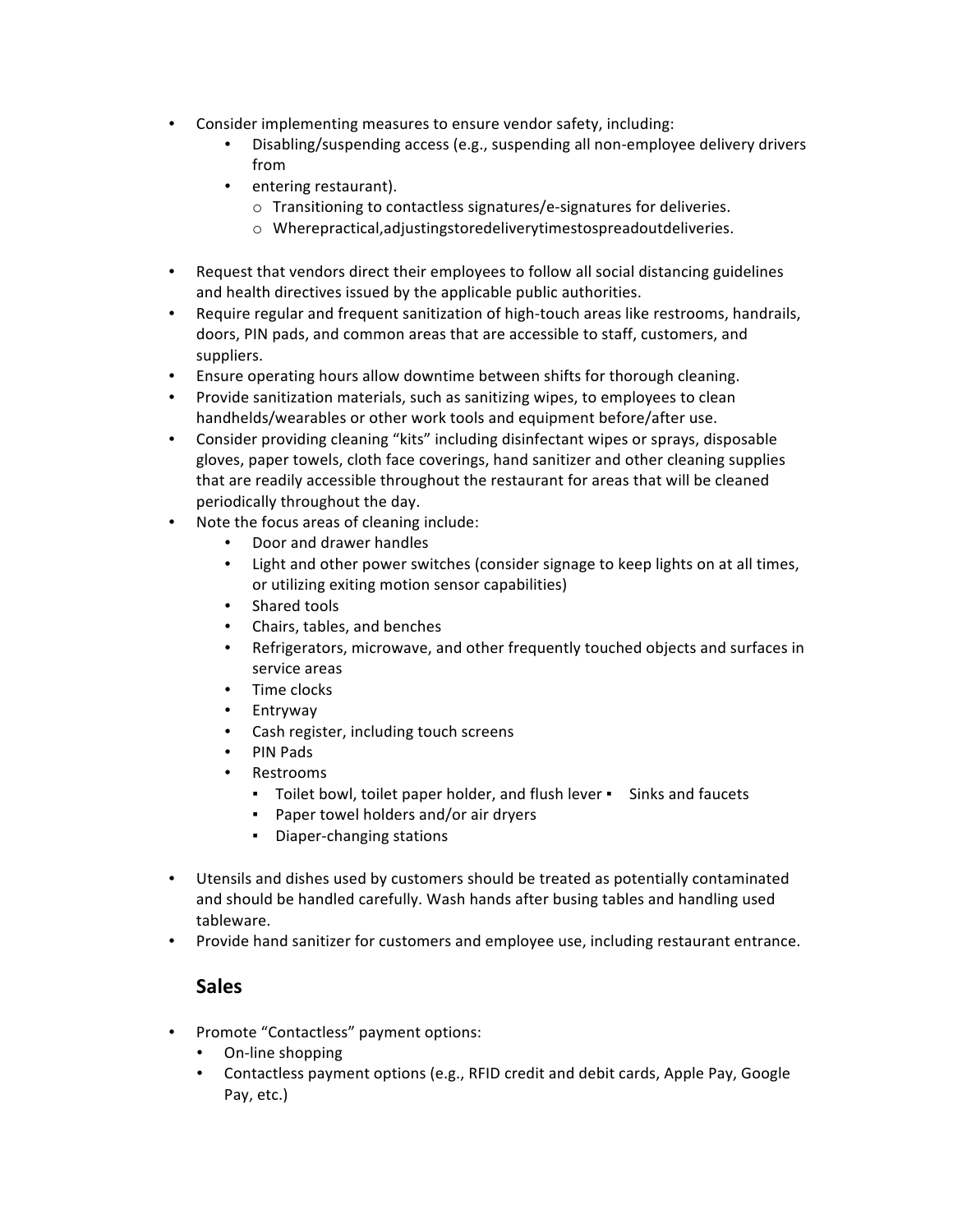- Consider implementing measures to ensure vendor safety, including:
    - Disabling/suspending access (e.g., suspending all non-employee delivery drivers from
    - entering restaurant).
        - Transitioning to contactless signatures/e-signatures for deliveries.
        - Wherepractical,adjustingstoredeliverytimestospreadoutdeliveries.

- Request that vendors direct their employees to follow all social distancing guidelines and health directives issued by the applicable public authorities.
- Require regular and frequent sanitization of high-touch areas like restrooms, handrails, doors, PIN pads, and common areas that are accessible to staff, customers, and suppliers.
- Ensure operating hours allow downtime between shifts for thorough cleaning.
- Provide sanitization materials, such as sanitizing wipes, to employees to clean handhelds/wearables or other work tools and equipment before/after use.
- Consider providing cleaning "kits" including disinfectant wipes or sprays, disposable gloves, paper towels, cloth face coverings, hand sanitizer and other cleaning supplies that are readily accessible throughout the restaurant for areas that will be cleaned periodically throughout the day.
- Note the focus areas of cleaning include:
    - Door and drawer handles
    - Light and other power switches (consider signage to keep lights on at all times, or utilizing exiting motion sensor capabilities)
    - Shared tools
    - Chairs, tables, and benches
    - Refrigerators, microwave, and other frequently touched objects and surfaces in service areas
    - Time clocks
    - Entryway
    - Cash register, including touch screens
    - PIN Pads
    - Restrooms
        - Toilet bowl, toilet paper holder, and flush lever ▪ Sinks and faucets
        - Paper towel holders and/or air dryers
        - Diaper-changing stations

- Utensils and dishes used by customers should be treated as potentially contaminated and should be handled carefully. Wash hands after busing tables and handling used tableware.
- Provide hand sanitizer for customers and employee use, including restaurant entrance.

## Sales

- Promote "Contactless" payment options:
    - On-line shopping
    - Contactless payment options (e.g., RFID credit and debit cards, Apple Pay, Google Pay, etc.)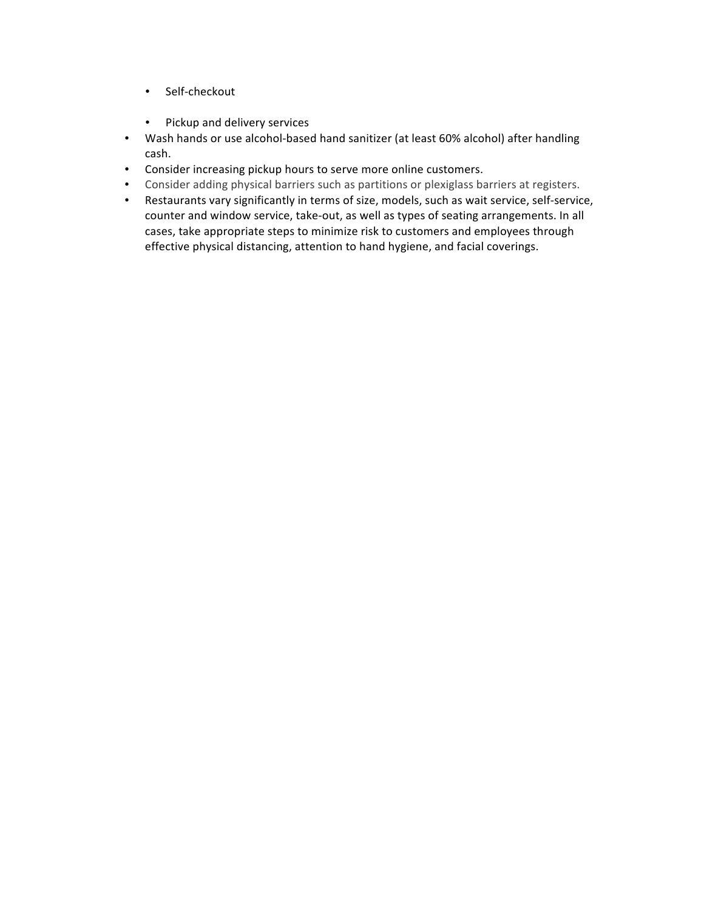- Self-checkout
  - Pickup and delivery services
- Wash hands or use alcohol-based hand sanitizer (at least 60% alcohol) after handling cash.
- Consider increasing pickup hours to serve more online customers.
- Consider adding physical barriers such as partitions or plexiglass barriers at registers.
- Restaurants vary significantly in terms of size, models, such as wait service, self-service, counter and window service, take-out, as well as types of seating arrangements. In all cases, take appropriate steps to minimize risk to customers and employees through effective physical distancing, attention to hand hygiene, and facial coverings.